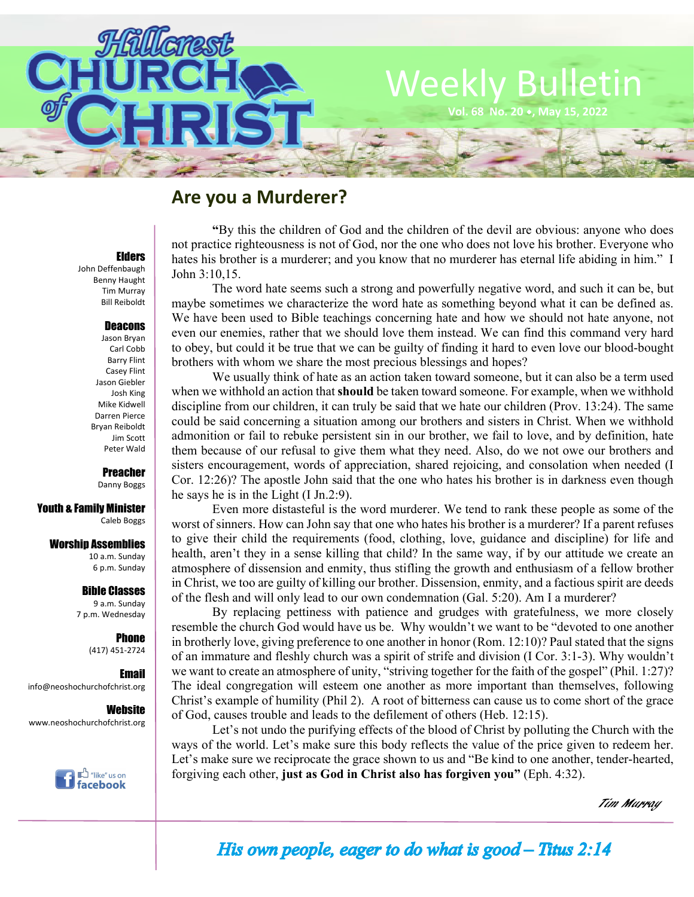# Hillcrest CHURCH of CHRIST

## Weekly Bulletin

**Vol. 68 No. 20 • May 15, 2022**

## Are you a Murderer?

**Elders**
John Deffenbaugh
Benny Haught
Tim Murray
Bill Reiboldt

**Deacons**
Jason Bryan
Carl Cobb
Barry Flint
Casey Flint
Jason Giebler
Josh King
Mike Kidwell
Darren Pierce
Bryan Reiboldt
Jim Scott
Peter Wald

**Preacher**
Danny Boggs

**Youth & Family Minister**
Caleb Boggs

**Worship Assemblies**
10 a.m. Sunday
6 p.m. Sunday

**Bible Classes**
9 a.m. Sunday
7 p.m. Wednesday

**Phone**
(417) 451-2724

**Email**
info@neoshochurchofchrist.org

**Website**
www.neoshochurchofchrist.org

"like" us on facebook

**"**By this the children of God and the children of the devil are obvious: anyone who does not practice righteousness is not of God, nor the one who does not love his brother. Everyone who hates his brother is a murderer; and you know that no murderer has eternal life abiding in him." I John 3:10,15.

The word hate seems such a strong and powerfully negative word, and such it can be, but maybe sometimes we characterize the word hate as something beyond what it can be defined as. We have been used to Bible teachings concerning hate and how we should not hate anyone, not even our enemies, rather that we should love them instead. We can find this command very hard to obey, but could it be true that we can be guilty of finding it hard to even love our blood-bought brothers with whom we share the most precious blessings and hopes?

We usually think of hate as an action taken toward someone, but it can also be a term used when we withhold an action that **should** be taken toward someone. For example, when we withhold discipline from our children, it can truly be said that we hate our children (Prov. 13:24). The same could be said concerning a situation among our brothers and sisters in Christ. When we withhold admonition or fail to rebuke persistent sin in our brother, we fail to love, and by definition, hate them because of our refusal to give them what they need. Also, do we not owe our brothers and sisters encouragement, words of appreciation, shared rejoicing, and consolation when needed (I Cor. 12:26)? The apostle John said that the one who hates his brother is in darkness even though he says he is in the Light (I Jn.2:9).

Even more distasteful is the word murderer. We tend to rank these people as some of the worst of sinners. How can John say that one who hates his brother is a murderer? If a parent refuses to give their child the requirements (food, clothing, love, guidance and discipline) for life and health, aren't they in a sense killing that child? In the same way, if by our attitude we create an atmosphere of dissension and enmity, thus stifling the growth and enthusiasm of a fellow brother in Christ, we too are guilty of killing our brother. Dissension, enmity, and a factious spirit are deeds of the flesh and will only lead to our own condemnation (Gal. 5:20). Am I a murderer?

By replacing pettiness with patience and grudges with gratefulness, we more closely resemble the church God would have us be. Why wouldn't we want to be "devoted to one another in brotherly love, giving preference to one another in honor (Rom. 12:10)? Paul stated that the signs of an immature and fleshly church was a spirit of strife and division (I Cor. 3:1-3). Why wouldn't we want to create an atmosphere of unity, "striving together for the faith of the gospel" (Phil. 1:27)? The ideal congregation will esteem one another as more important than themselves, following Christ's example of humility (Phil 2). A root of bitterness can cause us to come short of the grace of God, causes trouble and leads to the defilement of others (Heb. 12:15).

Let's not undo the purifying effects of the blood of Christ by polluting the Church with the ways of the world. Let's make sure this body reflects the value of the price given to redeem her. Let's make sure we reciprocate the grace shown to us and "Be kind to one another, tender-hearted, forgiving each other, **just as God in Christ also has forgiven you"** (Eph. 4:32).

*Tim Murray*

*His own people, eager to do what is good – Titus 2:14*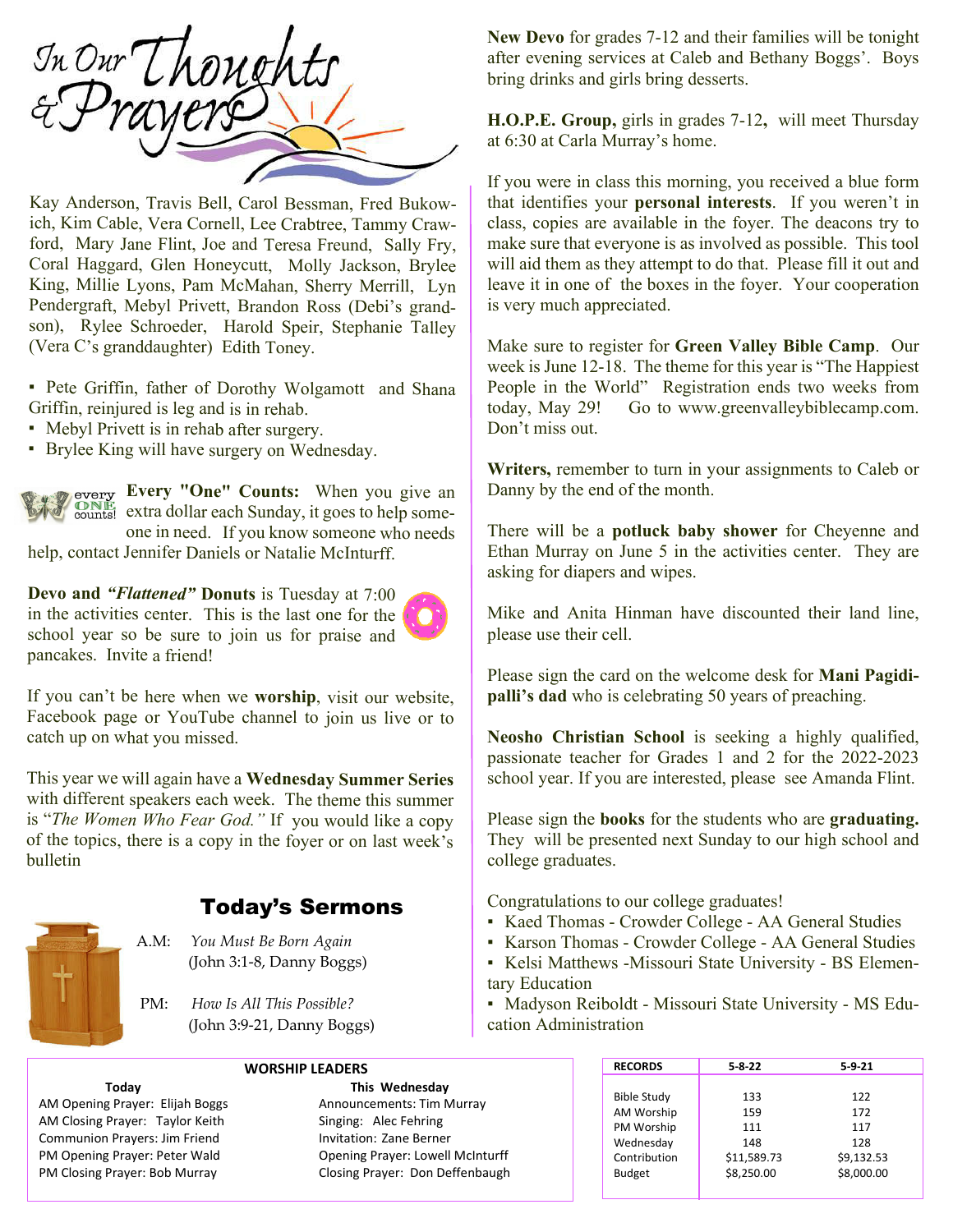# In Our Thoughts & Prayers

Kay Anderson, Travis Bell, Carol Bessman, Fred Bukowich, Kim Cable, Vera Cornell, Lee Crabtree, Tammy Crawford, Mary Jane Flint, Joe and Teresa Freund, Sally Fry, Coral Haggard, Glen Honeycutt, Molly Jackson, Brylee King, Millie Lyons, Pam McMahan, Sherry Merrill, Lyn Pendergraft, Mebyl Privett, Brandon Ross (Debi's grandson), Rylee Schroeder, Harold Speir, Stephanie Talley (Vera C's granddaughter) Edith Toney.

- Pete Griffin, father of Dorothy Wolgamott and Shana Griffin, reinjured is leg and is in rehab.
- Mebyl Privett is in rehab after surgery.
- Brylee King will have surgery on Wednesday.

**Every "One" Counts:** When you give an extra dollar each Sunday, it goes to help someone in need. If you know someone who needs help, contact Jennifer Daniels or Natalie McInturff.

**Devo and *"Flattened"* Donuts** is Tuesday at 7:00 in the activities center. This is the last one for the school year so be sure to join us for praise and pancakes. Invite a friend!

If you can't be here when we **worship**, visit our website, Facebook page or YouTube channel to join us live or to catch up on what you missed.

This year we will again have a **Wednesday Summer Series** with different speakers each week. The theme this summer is "*The Women Who Fear God."* If you would like a copy of the topics, there is a copy in the foyer or on last week's bulletin

## Today's Sermons

A.M: *You Must Be Born Again* (John 3:1-8, Danny Boggs)

PM: *How Is All This Possible?* (John 3:9-21, Danny Boggs)

**New Devo** for grades 7-12 and their families will be tonight after evening services at Caleb and Bethany Boggs'. Boys bring drinks and girls bring desserts.

**H.O.P.E. Group,** girls in grades 7-12**,** will meet Thursday at 6:30 at Carla Murray's home.

If you were in class this morning, you received a blue form that identifies your **personal interests**. If you weren't in class, copies are available in the foyer. The deacons try to make sure that everyone is as involved as possible. This tool will aid them as they attempt to do that. Please fill it out and leave it in one of the boxes in the foyer. Your cooperation is very much appreciated.

Make sure to register for **Green Valley Bible Camp**. Our week is June 12-18. The theme for this year is "The Happiest People in the World" Registration ends two weeks from today, May 29! Go to www.greenvalleybiblecamp.com. Don't miss out.

**Writers,** remember to turn in your assignments to Caleb or Danny by the end of the month.

There will be a **potluck baby shower** for Cheyenne and Ethan Murray on June 5 in the activities center. They are asking for diapers and wipes.

Mike and Anita Hinman have discounted their land line, please use their cell.

Please sign the card on the welcome desk for **Mani Pagidipalli's dad** who is celebrating 50 years of preaching.

**Neosho Christian School** is seeking a highly qualified, passionate teacher for Grades 1 and 2 for the 2022-2023 school year. If you are interested, please see Amanda Flint.

Please sign the **books** for the students who are **graduating.** They will be presented next Sunday to our high school and college graduates.

Congratulations to our college graduates!

- Kaed Thomas - Crowder College - AA General Studies
- Karson Thomas - Crowder College - AA General Studies
- Kelsi Matthews -Missouri State University - BS Elementary Education
- Madyson Reiboldt - Missouri State University - MS Education Administration

## WORSHIP LEADERS

| Today | This Wednesday |
|---|---|
| AM Opening Prayer: Elijah Boggs | Announcements: Tim Murray |
| AM Closing Prayer: Taylor Keith | Singing: Alec Fehring |
| Communion Prayers: Jim Friend | Invitation: Zane Berner |
| PM Opening Prayer: Peter Wald | Opening Prayer: Lowell McInturff |
| PM Closing Prayer: Bob Murray | Closing Prayer: Don Deffenbaugh |

| RECORDS | 5-8-22 | 5-9-21 |
|---|---|---|
| Bible Study | 133 | 122 |
| AM Worship | 159 | 172 |
| PM Worship | 111 | 117 |
| Wednesday | 148 | 128 |
| Contribution | $11,589.73 | $9,132.53 |
| Budget | $8,250.00 | $8,000.00 |